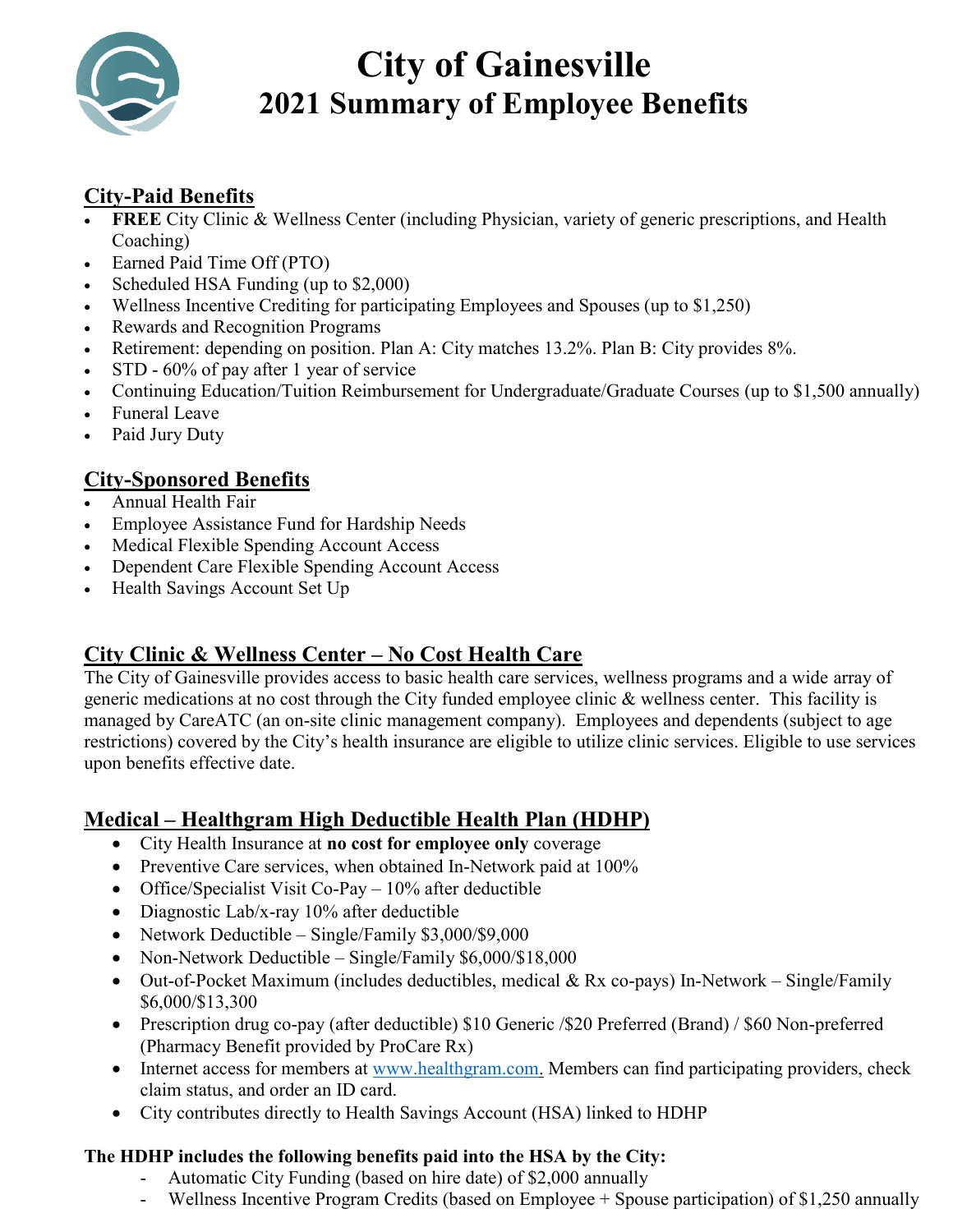# City of Gainesville
## 2021 Summary of Employee Benefits

### City-Paid Benefits

- **FREE** City Clinic & Wellness Center (including Physician, variety of generic prescriptions, and Health Coaching)
- Earned Paid Time Off (PTO)
- Scheduled HSA Funding (up to $2,000)
- Wellness Incentive Crediting for participating Employees and Spouses (up to $1,250)
- Rewards and Recognition Programs
- Retirement: depending on position. Plan A: City matches 13.2%. Plan B: City provides 8%.
- STD - 60% of pay after 1 year of service
- Continuing Education/Tuition Reimbursement for Undergraduate/Graduate Courses (up to $1,500 annually)
- Funeral Leave
- Paid Jury Duty

### City-Sponsored Benefits

- Annual Health Fair
- Employee Assistance Fund for Hardship Needs
- Medical Flexible Spending Account Access
- Dependent Care Flexible Spending Account Access
- Health Savings Account Set Up

### City Clinic & Wellness Center – No Cost Health Care

The City of Gainesville provides access to basic health care services, wellness programs and a wide array of generic medications at no cost through the City funded employee clinic & wellness center. This facility is managed by CareATC (an on-site clinic management company). Employees and dependents (subject to age restrictions) covered by the City's health insurance are eligible to utilize clinic services. Eligible to use services upon benefits effective date.

### Medical – Healthgram High Deductible Health Plan (HDHP)

- City Health Insurance at **no cost for employee only** coverage
- Preventive Care services, when obtained In-Network paid at 100%
- Office/Specialist Visit Co-Pay – 10% after deductible
- Diagnostic Lab/x-ray 10% after deductible
- Network Deductible – Single/Family $3,000/$9,000
- Non-Network Deductible – Single/Family $6,000/$18,000
- Out-of-Pocket Maximum (includes deductibles, medical & Rx co-pays) In-Network – Single/Family $6,000/$13,300
- Prescription drug co-pay (after deductible) $10 Generic /$20 Preferred (Brand) / $60 Non-preferred (Pharmacy Benefit provided by ProCare Rx)
- Internet access for members at [www.healthgram.com.](http://www.healthgram.com) Members can find participating providers, check claim status, and order an ID card.
- City contributes directly to Health Savings Account (HSA) linked to HDHP

**The HDHP includes the following benefits paid into the HSA by the City:**

- Automatic City Funding (based on hire date) of $2,000 annually
- Wellness Incentive Program Credits (based on Employee + Spouse participation) of $1,250 annually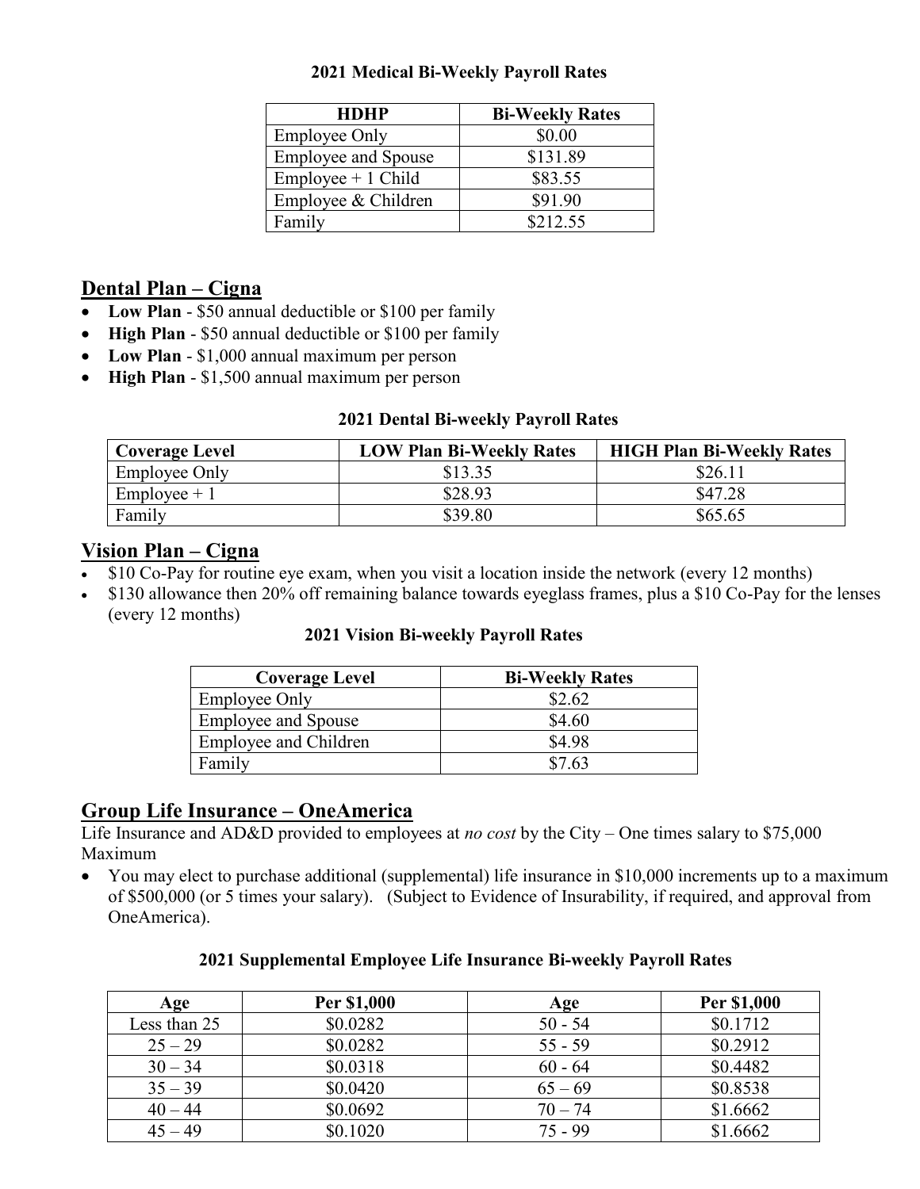**2021 Medical Bi-Weekly Payroll Rates**

| HDHP | Bi-Weekly Rates |
|---|---|
| Employee Only | $0.00 |
| Employee and Spouse | $131.89 |
| Employee + 1 Child | $83.55 |
| Employee & Children | $91.90 |
| Family | $212.55 |

## Dental Plan – Cigna

- **Low Plan** - $50 annual deductible or $100 per family
- **High Plan** - $50 annual deductible or $100 per family
- **Low Plan** - $1,000 annual maximum per person
- **High Plan** - $1,500 annual maximum per person

**2021 Dental Bi-weekly Payroll Rates**

| Coverage Level | LOW Plan Bi-Weekly Rates | HIGH Plan Bi-Weekly Rates |
|---|---|---|
| Employee Only | $13.35 | $26.11 |
| Employee + 1 | $28.93 | $47.28 |
| Family | $39.80 | $65.65 |

## Vision Plan – Cigna

- $10 Co-Pay for routine eye exam, when you visit a location inside the network (every 12 months)
- $130 allowance then 20% off remaining balance towards eyeglass frames, plus a $10 Co-Pay for the lenses (every 12 months)

**2021 Vision Bi-weekly Payroll Rates**

| Coverage Level | Bi-Weekly Rates |
|---|---|
| Employee Only | $2.62 |
| Employee and Spouse | $4.60 |
| Employee and Children | $4.98 |
| Family | $7.63 |

## Group Life Insurance – OneAmerica

Life Insurance and AD&D provided to employees at *no cost* by the City – One times salary to $75,000 Maximum

- You may elect to purchase additional (supplemental) life insurance in $10,000 increments up to a maximum of $500,000 (or 5 times your salary). (Subject to Evidence of Insurability, if required, and approval from OneAmerica).

**2021 Supplemental Employee Life Insurance Bi-weekly Payroll Rates**

| Age | Per $1,000 | Age | Per $1,000 |
|---|---|---|---|
| Less than 25 | $0.0282 | 50 - 54 | $0.1712 |
| 25 – 29 | $0.0282 | 55 - 59 | $0.2912 |
| 30 – 34 | $0.0318 | 60 - 64 | $0.4482 |
| 35 – 39 | $0.0420 | 65 – 69 | $0.8538 |
| 40 – 44 | $0.0692 | 70 – 74 | $1.6662 |
| 45 – 49 | $0.1020 | 75 - 99 | $1.6662 |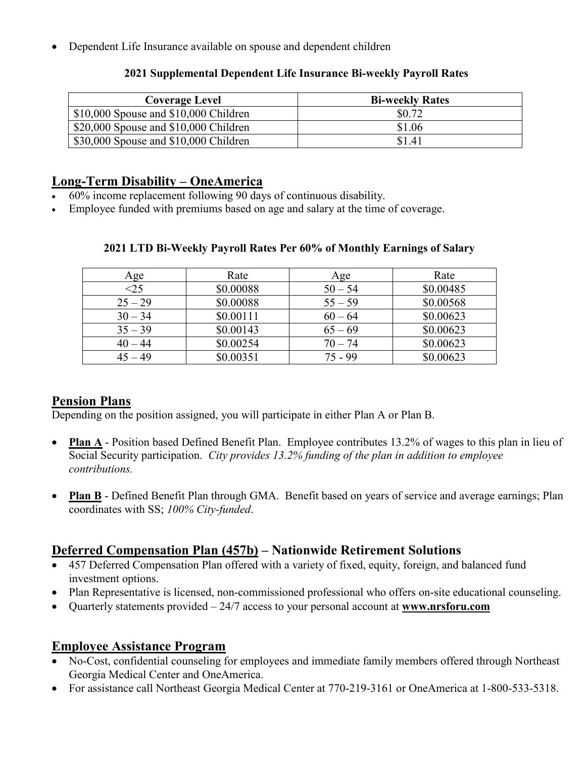- Dependent Life Insurance available on spouse and dependent children

**2021 Supplemental Dependent Life Insurance Bi-weekly Payroll Rates**

| Coverage Level | Bi-weekly Rates |
|---|---|
| $10,000 Spouse and $10,000 Children | $0.72 |
| $20,000 Spouse and $10,000 Children | $1.06 |
| $30,000 Spouse and $10,000 Children | $1.41 |

## Long-Term Disability – OneAmerica

- 60% income replacement following 90 days of continuous disability.
- Employee funded with premiums based on age and salary at the time of coverage.

**2021 LTD Bi-Weekly Payroll Rates Per 60% of Monthly Earnings of Salary**

| Age | Rate | Age | Rate |
|---|---|---|---|
| <25 | $0.00088 | 50 – 54 | $0.00485 |
| 25 – 29 | $0.00088 | 55 – 59 | $0.00568 |
| 30 – 34 | $0.00111 | 60 – 64 | $0.00623 |
| 35 – 39 | $0.00143 | 65 – 69 | $0.00623 |
| 40 – 44 | $0.00254 | 70 – 74 | $0.00623 |
| 45 – 49 | $0.00351 | 75 - 99 | $0.00623 |

## Pension Plans

Depending on the position assigned, you will participate in either Plan A or Plan B.

- **Plan A** - Position based Defined Benefit Plan. Employee contributes 13.2% of wages to this plan in lieu of Social Security participation. *City provides 13.2% funding of the plan in addition to employee contributions.*

- **Plan B** - Defined Benefit Plan through GMA. Benefit based on years of service and average earnings; Plan coordinates with SS; *100% City-funded*.

## Deferred Compensation Plan (457b) – Nationwide Retirement Solutions

- 457 Deferred Compensation Plan offered with a variety of fixed, equity, foreign, and balanced fund investment options.
- Plan Representative is licensed, non-commissioned professional who offers on-site educational counseling.
- Quarterly statements provided – 24/7 access to your personal account at **www.nrsforu.com**

## Employee Assistance Program

- No-Cost, confidential counseling for employees and immediate family members offered through Northeast Georgia Medical Center and OneAmerica.
- For assistance call Northeast Georgia Medical Center at 770-219-3161 or OneAmerica at 1-800-533-5318.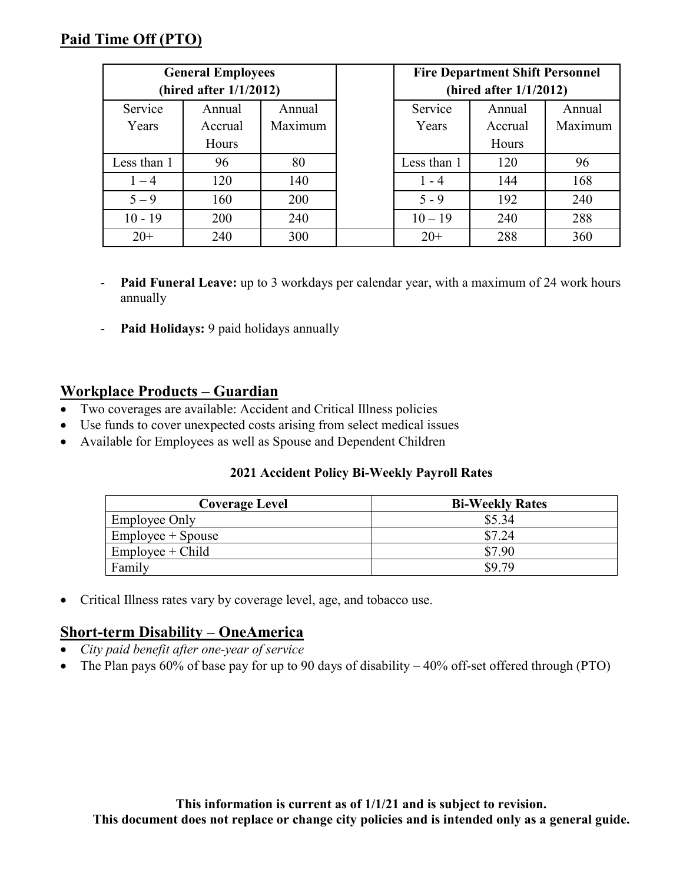## Paid Time Off (PTO)

| General Employees (hired after 1/1/2012) | | | | Fire Department Shift Personnel (hired after 1/1/2012) | | |
|---|---|---|---|---|---|---|
| Service Years | Annual Accrual Hours | Annual Maximum | | Service Years | Annual Accrual Hours | Annual Maximum |
| Less than 1 | 96 | 80 | | Less than 1 | 120 | 96 |
| 1 – 4 | 120 | 140 | | 1 - 4 | 144 | 168 |
| 5 – 9 | 160 | 200 | | 5 - 9 | 192 | 240 |
| 10 - 19 | 200 | 240 | | 10 – 19 | 240 | 288 |
| 20+ | 240 | 300 | | 20+ | 288 | 360 |

- **Paid Funeral Leave:** up to 3 workdays per calendar year, with a maximum of 24 work hours annually
- **Paid Holidays:** 9 paid holidays annually

## Workplace Products – Guardian

- Two coverages are available: Accident and Critical Illness policies
- Use funds to cover unexpected costs arising from select medical issues
- Available for Employees as well as Spouse and Dependent Children

**2021 Accident Policy Bi-Weekly Payroll Rates**

| Coverage Level | Bi-Weekly Rates |
|---|---|
| Employee Only | $5.34 |
| Employee + Spouse | $7.24 |
| Employee + Child | $7.90 |
| Family | $9.79 |

- Critical Illness rates vary by coverage level, age, and tobacco use.

## Short-term Disability – OneAmerica

- *City paid benefit after one-year of service*
- The Plan pays 60% of base pay for up to 90 days of disability – 40% off-set offered through (PTO)

**This information is current as of 1/1/21 and is subject to revision.**
**This document does not replace or change city policies and is intended only as a general guide.**